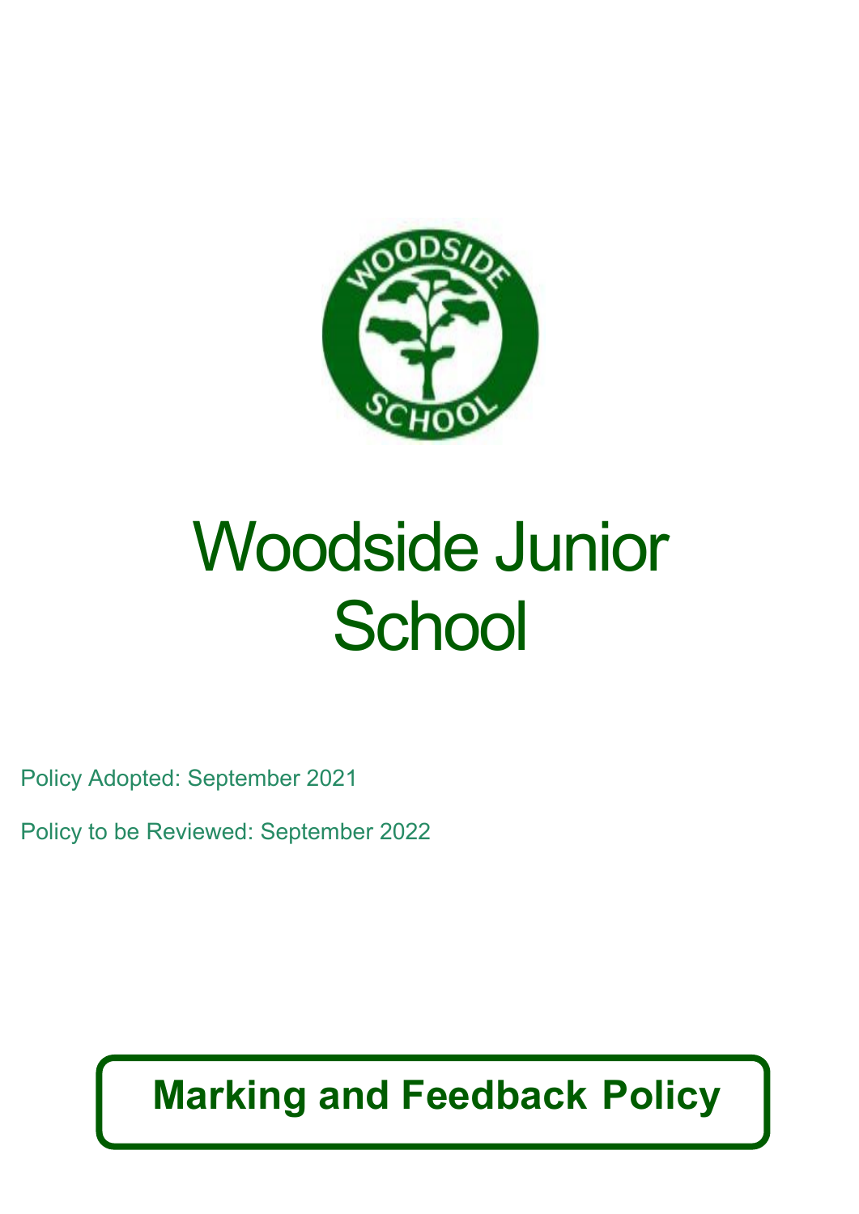# Woodside Junior School

Policy Adopted: September 2021

Policy to be Reviewed: September 2022

## Marking and Feedback Policy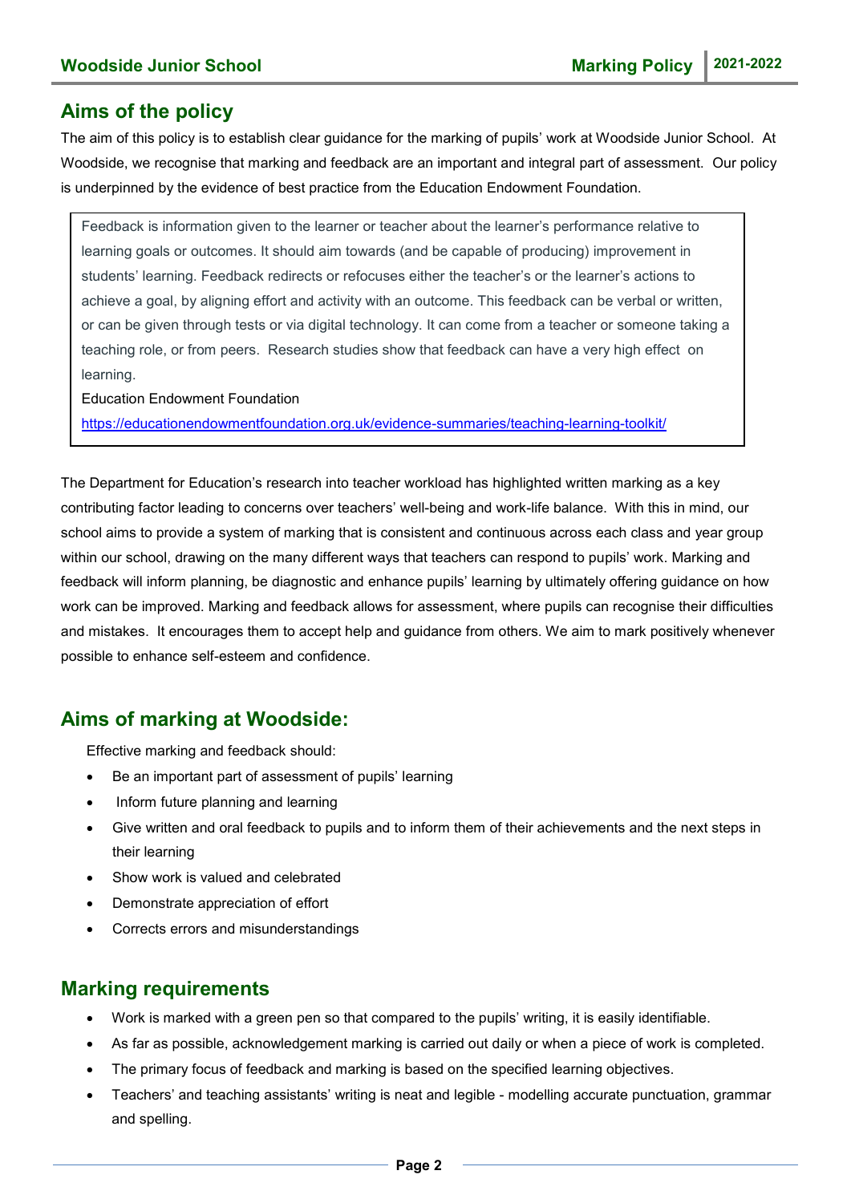## Aims of the policy

The aim of this policy is to establish clear guidance for the marking of pupils' work at Woodside Junior School. At Woodside, we recognise that marking and feedback are an important and integral part of assessment. Our policy is underpinned by the evidence of best practice from the Education Endowment Foundation.

> Feedback is information given to the learner or teacher about the learner's performance relative to learning goals or outcomes. It should aim towards (and be capable of producing) improvement in students' learning. Feedback redirects or refocuses either the teacher's or the learner's actions to achieve a goal, by aligning effort and activity with an outcome. This feedback can be verbal or written, or can be given through tests or via digital technology. It can come from a teacher or someone taking a teaching role, or from peers. Research studies show that feedback can have a very high effect on learning.
>
> Education Endowment Foundation
>
> https://educationendowmentfoundation.org.uk/evidence-summaries/teaching-learning-toolkit/

The Department for Education's research into teacher workload has highlighted written marking as a key contributing factor leading to concerns over teachers' well-being and work-life balance. With this in mind, our school aims to provide a system of marking that is consistent and continuous across each class and year group within our school, drawing on the many different ways that teachers can respond to pupils' work. Marking and feedback will inform planning, be diagnostic and enhance pupils' learning by ultimately offering guidance on how work can be improved. Marking and feedback allows for assessment, where pupils can recognise their difficulties and mistakes. It encourages them to accept help and guidance from others. We aim to mark positively whenever possible to enhance self-esteem and confidence.

## Aims of marking at Woodside:

Effective marking and feedback should:

- Be an important part of assessment of pupils' learning
- Inform future planning and learning
- Give written and oral feedback to pupils and to inform them of their achievements and the next steps in their learning
- Show work is valued and celebrated
- Demonstrate appreciation of effort
- Corrects errors and misunderstandings

## Marking requirements

- Work is marked with a green pen so that compared to the pupils' writing, it is easily identifiable.
- As far as possible, acknowledgement marking is carried out daily or when a piece of work is completed.
- The primary focus of feedback and marking is based on the specified learning objectives.
- Teachers' and teaching assistants' writing is neat and legible - modelling accurate punctuation, grammar and spelling.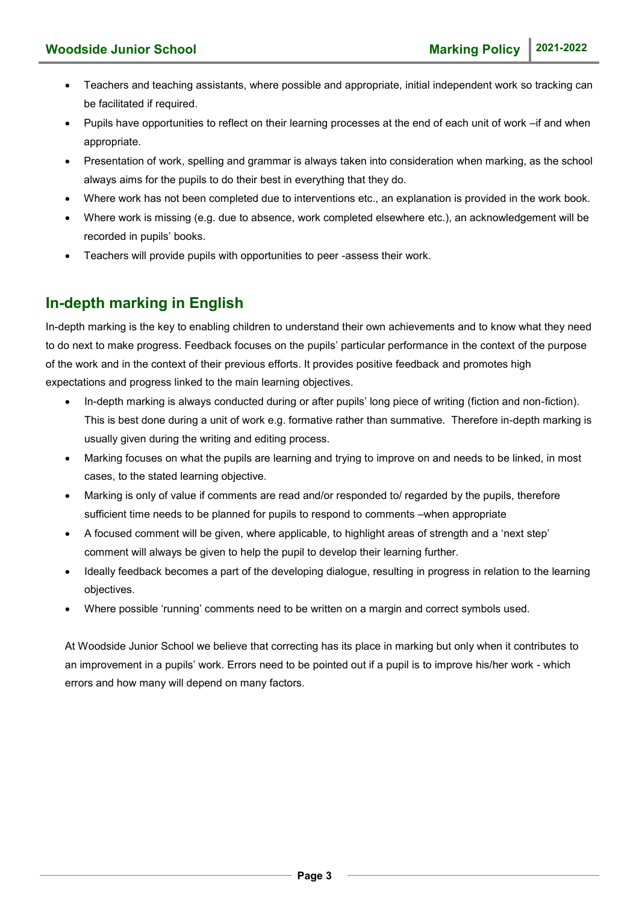- Teachers and teaching assistants, where possible and appropriate, initial independent work so tracking can be facilitated if required.
- Pupils have opportunities to reflect on their learning processes at the end of each unit of work –if and when appropriate.
- Presentation of work, spelling and grammar is always taken into consideration when marking, as the school always aims for the pupils to do their best in everything that they do.
- Where work has not been completed due to interventions etc., an explanation is provided in the work book.
- Where work is missing (e.g. due to absence, work completed elsewhere etc.), an acknowledgement will be recorded in pupils' books.
- Teachers will provide pupils with opportunities to peer -assess their work.

## In-depth marking in English

In-depth marking is the key to enabling children to understand their own achievements and to know what they need to do next to make progress. Feedback focuses on the pupils' particular performance in the context of the purpose of the work and in the context of their previous efforts. It provides positive feedback and promotes high expectations and progress linked to the main learning objectives.

- In-depth marking is always conducted during or after pupils' long piece of writing (fiction and non-fiction). This is best done during a unit of work e.g. formative rather than summative. Therefore in-depth marking is usually given during the writing and editing process.
- Marking focuses on what the pupils are learning and trying to improve on and needs to be linked, in most cases, to the stated learning objective.
- Marking is only of value if comments are read and/or responded to/ regarded by the pupils, therefore sufficient time needs to be planned for pupils to respond to comments –when appropriate
- A focused comment will be given, where applicable, to highlight areas of strength and a 'next step' comment will always be given to help the pupil to develop their learning further.
- Ideally feedback becomes a part of the developing dialogue, resulting in progress in relation to the learning objectives.
- Where possible 'running' comments need to be written on a margin and correct symbols used.

At Woodside Junior School we believe that correcting has its place in marking but only when it contributes to an improvement in a pupils' work. Errors need to be pointed out if a pupil is to improve his/her work - which errors and how many will depend on many factors.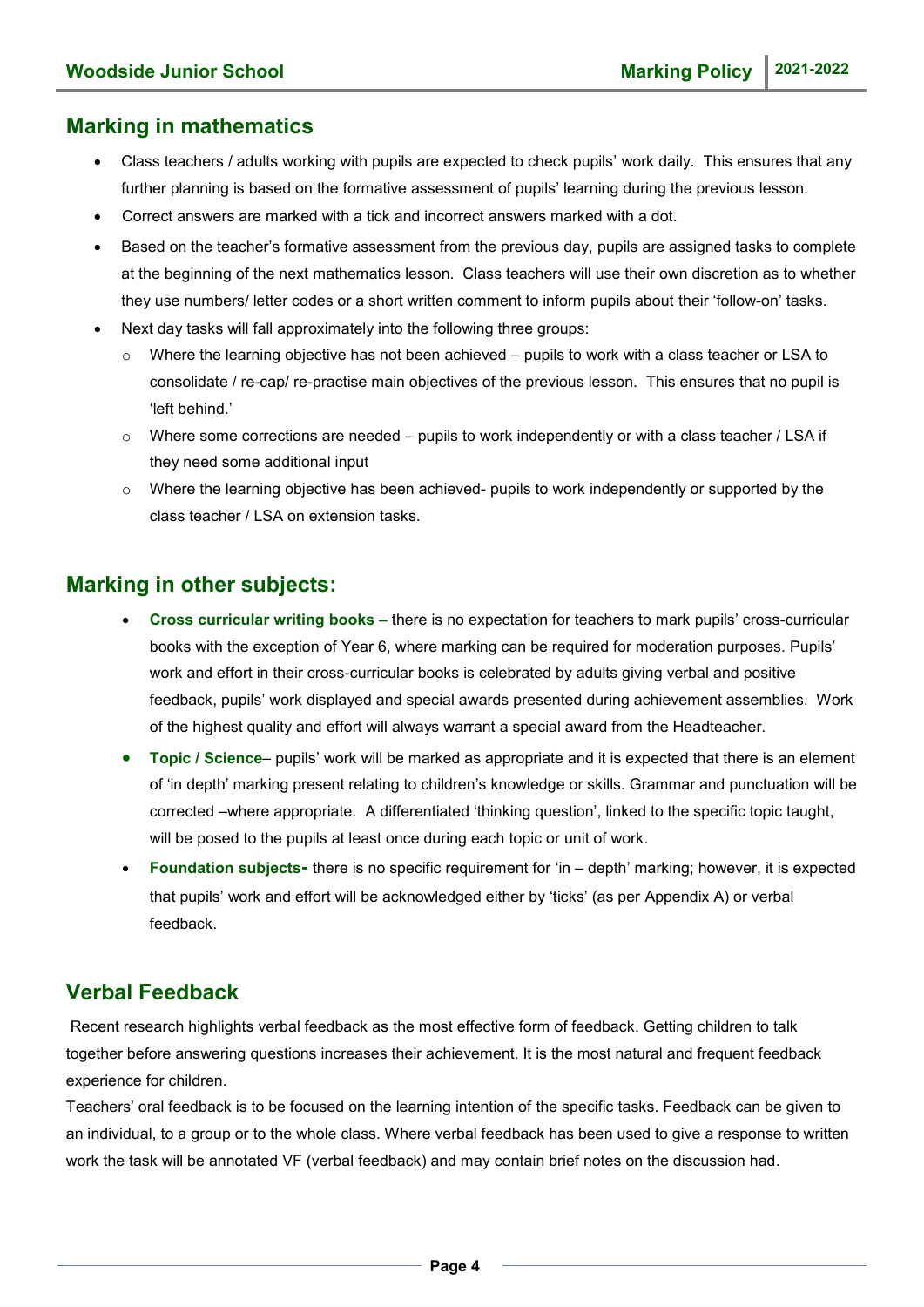## Marking in mathematics

- Class teachers / adults working with pupils are expected to check pupils' work daily. This ensures that any further planning is based on the formative assessment of pupils' learning during the previous lesson.
- Correct answers are marked with a tick and incorrect answers marked with a dot.
- Based on the teacher's formative assessment from the previous day, pupils are assigned tasks to complete at the beginning of the next mathematics lesson. Class teachers will use their own discretion as to whether they use numbers/ letter codes or a short written comment to inform pupils about their 'follow-on' tasks.
- Next day tasks will fall approximately into the following three groups:
  - Where the learning objective has not been achieved – pupils to work with a class teacher or LSA to consolidate / re-cap/ re-practise main objectives of the previous lesson. This ensures that no pupil is 'left behind.'
  - Where some corrections are needed – pupils to work independently or with a class teacher / LSA if they need some additional input
  - Where the learning objective has been achieved- pupils to work independently or supported by the class teacher / LSA on extension tasks.

## Marking in other subjects:

- **Cross curricular writing books –** there is no expectation for teachers to mark pupils' cross-curricular books with the exception of Year 6, where marking can be required for moderation purposes. Pupils' work and effort in their cross-curricular books is celebrated by adults giving verbal and positive feedback, pupils' work displayed and special awards presented during achievement assemblies. Work of the highest quality and effort will always warrant a special award from the Headteacher.
- **Topic / Science**– pupils' work will be marked as appropriate and it is expected that there is an element of 'in depth' marking present relating to children's knowledge or skills. Grammar and punctuation will be corrected –where appropriate. A differentiated 'thinking question', linked to the specific topic taught, will be posed to the pupils at least once during each topic or unit of work.
- **Foundation subjects-** there is no specific requirement for 'in – depth' marking; however, it is expected that pupils' work and effort will be acknowledged either by 'ticks' (as per Appendix A) or verbal feedback.

## Verbal Feedback

Recent research highlights verbal feedback as the most effective form of feedback. Getting children to talk together before answering questions increases their achievement. It is the most natural and frequent feedback experience for children.

Teachers' oral feedback is to be focused on the learning intention of the specific tasks. Feedback can be given to an individual, to a group or to the whole class. Where verbal feedback has been used to give a response to written work the task will be annotated VF (verbal feedback) and may contain brief notes on the discussion had.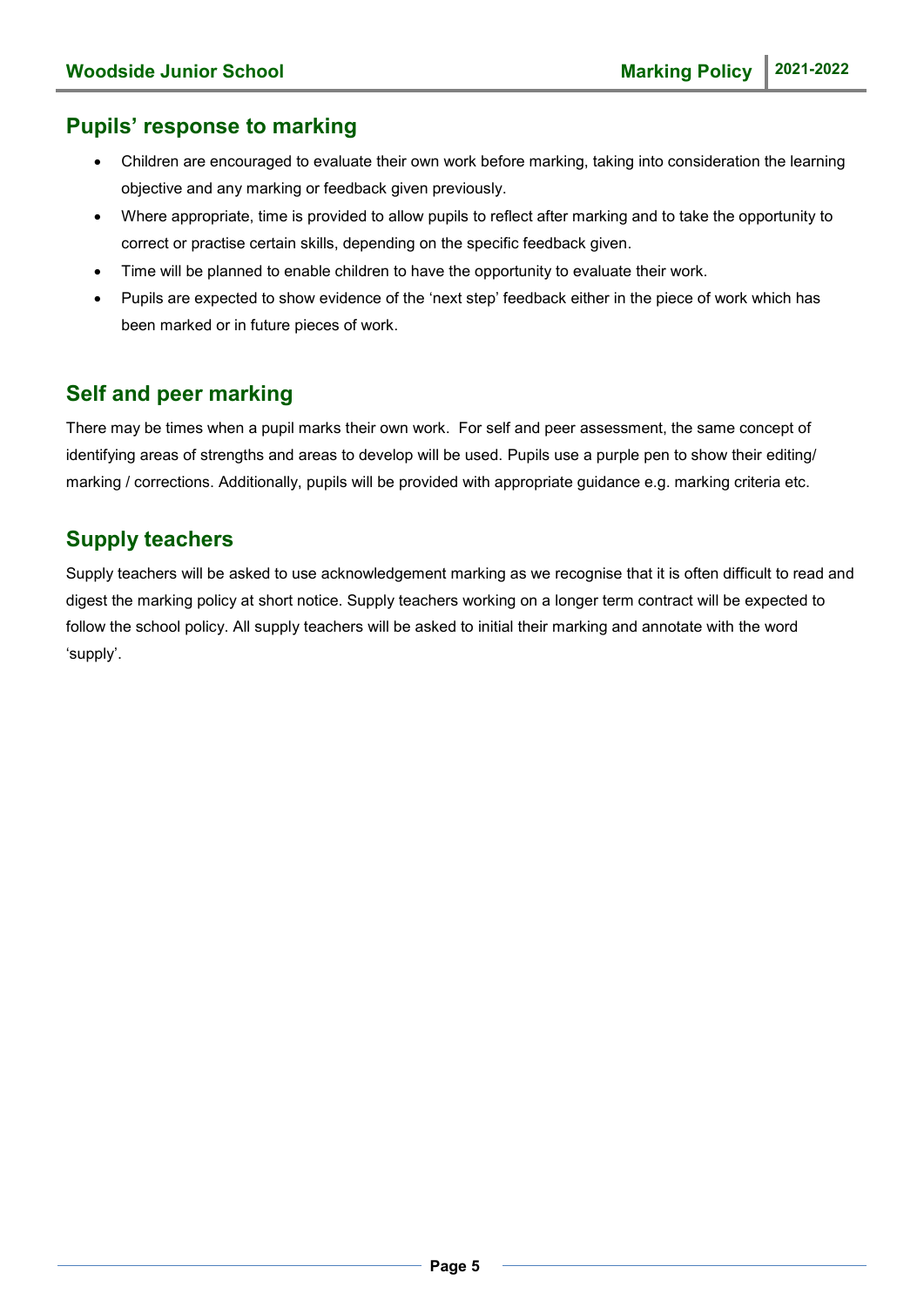## Pupils' response to marking

- Children are encouraged to evaluate their own work before marking, taking into consideration the learning objective and any marking or feedback given previously.
- Where appropriate, time is provided to allow pupils to reflect after marking and to take the opportunity to correct or practise certain skills, depending on the specific feedback given.
- Time will be planned to enable children to have the opportunity to evaluate their work.
- Pupils are expected to show evidence of the 'next step' feedback either in the piece of work which has been marked or in future pieces of work.

## Self and peer marking

There may be times when a pupil marks their own work. For self and peer assessment, the same concept of identifying areas of strengths and areas to develop will be used. Pupils use a purple pen to show their editing/ marking / corrections. Additionally, pupils will be provided with appropriate guidance e.g. marking criteria etc.

## Supply teachers

Supply teachers will be asked to use acknowledgement marking as we recognise that it is often difficult to read and digest the marking policy at short notice. Supply teachers working on a longer term contract will be expected to follow the school policy. All supply teachers will be asked to initial their marking and annotate with the word 'supply'.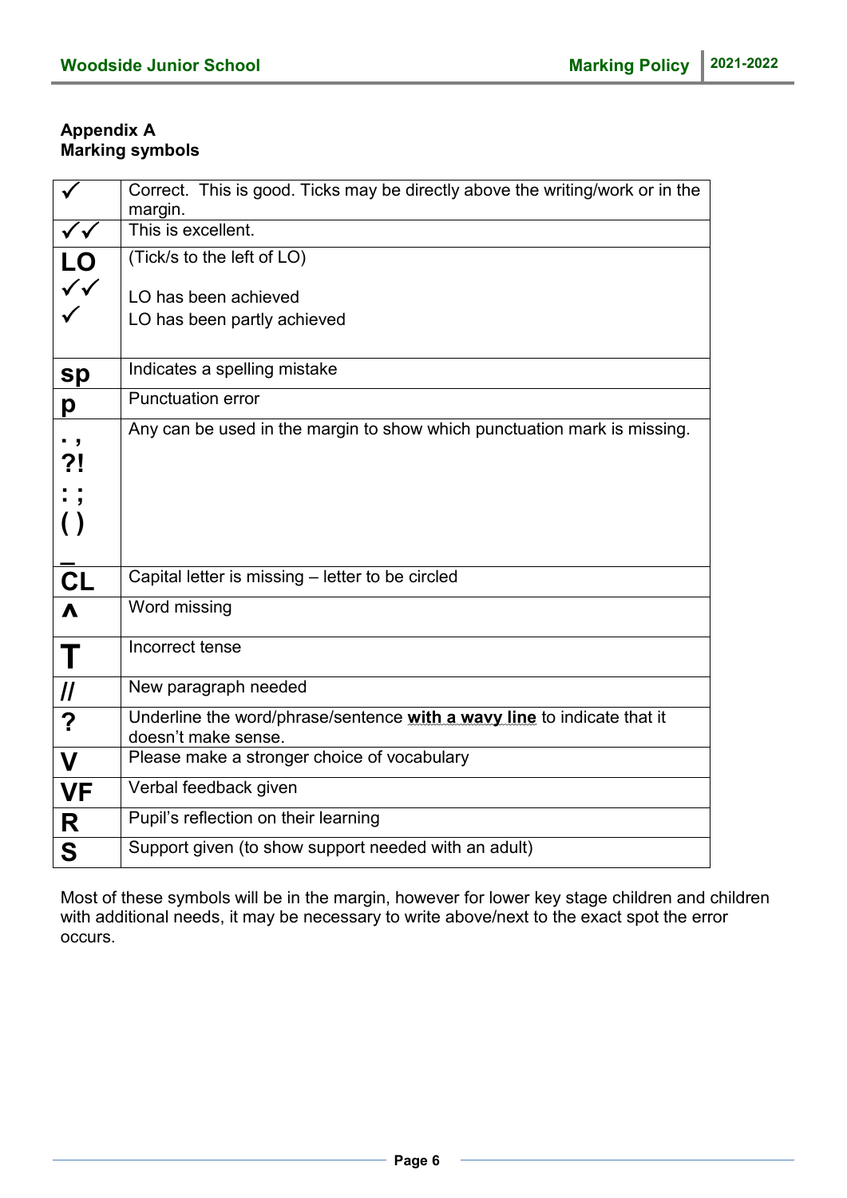**Appendix A**
**Marking symbols**

| | |
|---|---|
| ✓ | Correct. This is good. Ticks may be directly above the writing/work or in the margin. |
| ✓✓ | This is excellent. |
| **LO** ✓✓ ✓ | (Tick/s to the left of LO)<br><br>LO has been achieved<br>LO has been partly achieved |
| **sp** | Indicates a spelling mistake |
| **p** | Punctuation error |
| **. ,** **?!** **: ;** **( )** **_** | Any can be used in the margin to show which punctuation mark is missing. |
| **CL** | Capital letter is missing – letter to be circled |
| **^** | Word missing |
| **T** | Incorrect tense |
| **//** | New paragraph needed |
| **?** | Underline the word/phrase/sentence **with a wavy line** to indicate that it doesn't make sense. |
| **V** | Please make a stronger choice of vocabulary |
| **VF** | Verbal feedback given |
| **R** | Pupil's reflection on their learning |
| **S** | Support given (to show support needed with an adult) |

Most of these symbols will be in the margin, however for lower key stage children and children with additional needs, it may be necessary to write above/next to the exact spot the error occurs.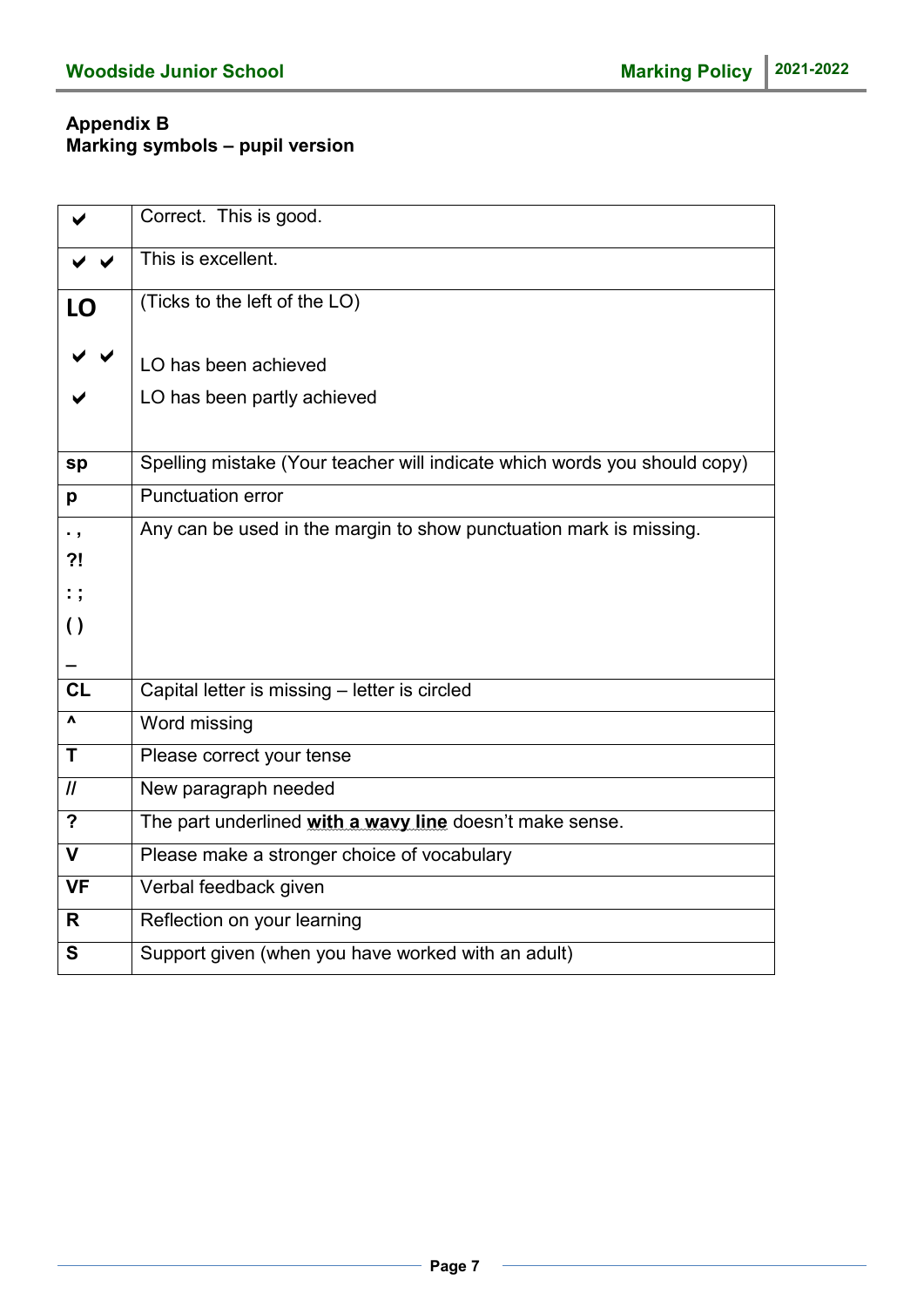**Appendix B**
**Marking symbols – pupil version**

| | |
|---|---|
| ✔ | Correct.  This is good. |
| ✔ ✔ | This is excellent. |
| **LO**<br><br>✔ ✔<br>✔ | (Ticks to the left of the LO)<br><br>LO has been achieved<br>LO has been partly achieved |
| **sp** | Spelling mistake (Your teacher will indicate which words you should copy) |
| **p** | Punctuation error |
| **. ,**<br>**?!**<br>**: ;**<br>**( )**<br>**–** | Any can be used in the margin to show punctuation mark is missing. |
| **CL** | Capital letter is missing – letter is circled |
| **^** | Word missing |
| **T** | Please correct your tense |
| **//** | New paragraph needed |
| **?** | The part underlined **with a wavy line** doesn't make sense. |
| **V** | Please make a stronger choice of vocabulary |
| **VF** | Verbal feedback given |
| **R** | Reflection on your learning |
| **S** | Support given (when you have worked with an adult) |